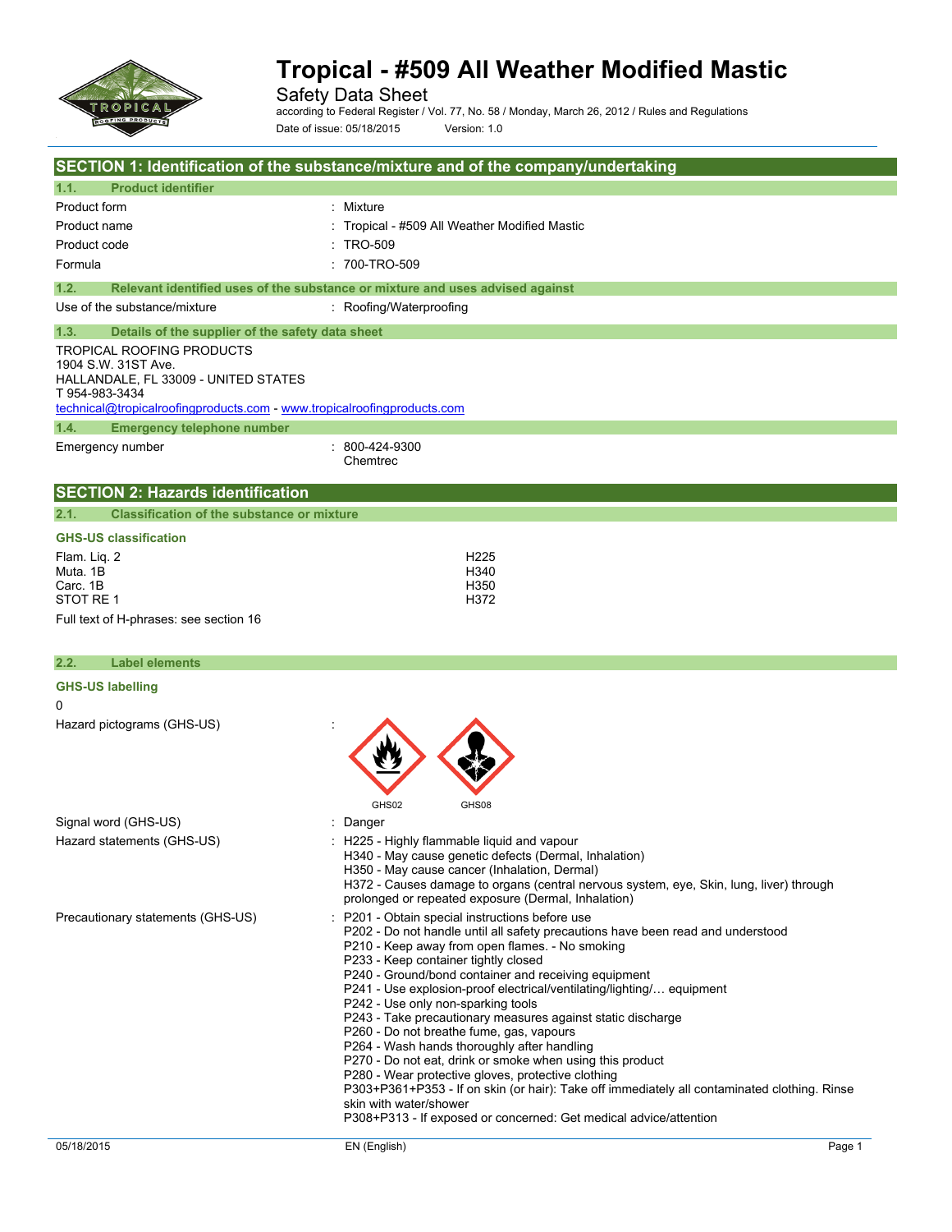# Tropical - #509 All Weather Modified Mastic

Safety Data Sheet

according to Federal Register / Vol. 77, No. 58 / Monday, March 26, 2012 / Rules and Regulations

Date of issue: 05/18/2015 Version: 1.0

## SECTION 1: Identification of the substance/mixture and of the company/undertaking

### 1.1. Product identifier

| | |
|---|---|
| Product form | : Mixture |
| Product name | : Tropical - #509 All Weather Modified Mastic |
| Product code | : TRO-509 |
| Formula | : 700-TRO-509 |

### 1.2. Relevant identified uses of the substance or mixture and uses advised against

| | |
|---|---|
| Use of the substance/mixture | : Roofing/Waterproofing |

### 1.3. Details of the supplier of the safety data sheet

TROPICAL ROOFING PRODUCTS
1904 S.W. 31ST Ave.
HALLANDALE, FL 33009 - UNITED STATES
T 954-983-3434
technical@tropicalroofingproducts.com - www.tropicalroofingproducts.com

### 1.4. Emergency telephone number

| | |
|---|---|
| Emergency number | : 800-424-9300 Chemtrec |

## SECTION 2: Hazards identification

### 2.1. Classification of the substance or mixture

**GHS-US classification**

| | |
|---|---|
| Flam. Liq. 2 | H225 |
| Muta. 1B | H340 |
| Carc. 1B | H350 |
| STOT RE 1 | H372 |

Full text of H-phrases: see section 16

### 2.2. Label elements

**GHS-US labelling**

0

Hazard pictograms (GHS-US) :

GHS02 GHS08

Signal word (GHS-US) : Danger

Hazard statements (GHS-US) :
- H225 - Highly flammable liquid and vapour
- H340 - May cause genetic defects (Dermal, Inhalation)
- H350 - May cause cancer (Inhalation, Dermal)
- H372 - Causes damage to organs (central nervous system, eye, Skin, lung, liver) through prolonged or repeated exposure (Dermal, Inhalation)

Precautionary statements (GHS-US) :
- P201 - Obtain special instructions before use
- P202 - Do not handle until all safety precautions have been read and understood
- P210 - Keep away from open flames. - No smoking
- P233 - Keep container tightly closed
- P240 - Ground/bond container and receiving equipment
- P241 - Use explosion-proof electrical/ventilating/lighting/… equipment
- P242 - Use only non-sparking tools
- P243 - Take precautionary measures against static discharge
- P260 - Do not breathe fume, gas, vapours
- P264 - Wash hands thoroughly after handling
- P270 - Do not eat, drink or smoke when using this product
- P280 - Wear protective gloves, protective clothing
- P303+P361+P353 - If on skin (or hair): Take off immediately all contaminated clothing. Rinse skin with water/shower
- P308+P313 - If exposed or concerned: Get medical advice/attention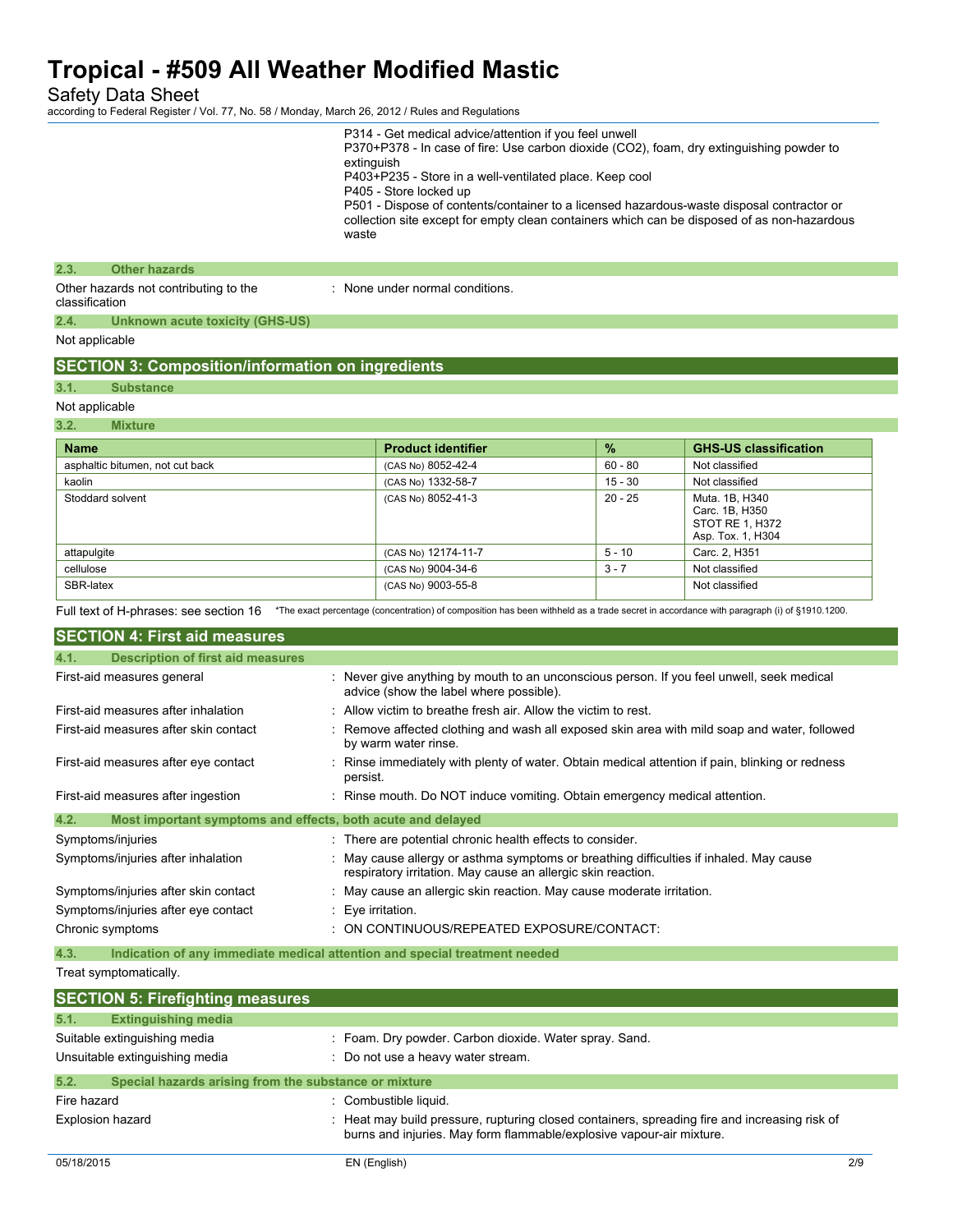P314 - Get medical advice/attention if you feel unwell
P370+P378 - In case of fire: Use carbon dioxide ($CO_2$), foam, dry extinguishing powder to extinguish
P403+P235 - Store in a well-ventilated place. Keep cool
P405 - Store locked up
P501 - Dispose of contents/container to a licensed hazardous-waste disposal contractor or collection site except for empty clean containers which can be disposed of as non-hazardous waste

### 2.3. Other hazards

Other hazards not contributing to the classification : None under normal conditions.

### 2.4. Unknown acute toxicity (GHS-US)

Not applicable

## SECTION 3: Composition/information on ingredients

### 3.1. Substance

Not applicable

### 3.2. Mixture

| Name | Product identifier | % | GHS-US classification |
|---|---|---|---|
| asphaltic bitumen, not cut back | (CAS No) 8052-42-4 | 60 - 80 | Not classified |
| kaolin | (CAS No) 1332-58-7 | 15 - 30 | Not classified |
| Stoddard solvent | (CAS No) 8052-41-3 | 20 - 25 | Muta. 1B, H340<br>Carc. 1B, H350<br>STOT RE 1, H372<br>Asp. Tox. 1, H304 |
| attapulgite | (CAS No) 12174-11-7 | 5 - 10 | Carc. 2, H351 |
| cellulose | (CAS No) 9004-34-6 | 3 - 7 | Not classified |
| SBR-latex | (CAS No) 9003-55-8 | | Not classified |

Full text of H-phrases: see section 16 *The exact percentage (concentration) of composition has been withheld as a trade secret in accordance with paragraph (i) of §1910.1200.

## SECTION 4: First aid measures

### 4.1. Description of first aid measures

First-aid measures general : Never give anything by mouth to an unconscious person. If you feel unwell, seek medical advice (show the label where possible).

First-aid measures after inhalation : Allow victim to breathe fresh air. Allow the victim to rest.

First-aid measures after skin contact : Remove affected clothing and wash all exposed skin area with mild soap and water, followed by warm water rinse.

First-aid measures after eye contact : Rinse immediately with plenty of water. Obtain medical attention if pain, blinking or redness persist.

First-aid measures after ingestion : Rinse mouth. Do NOT induce vomiting. Obtain emergency medical attention.

### 4.2. Most important symptoms and effects, both acute and delayed

Symptoms/injuries : There are potential chronic health effects to consider.

Symptoms/injuries after inhalation : May cause allergy or asthma symptoms or breathing difficulties if inhaled. May cause respiratory irritation. May cause an allergic skin reaction.

Symptoms/injuries after skin contact : May cause an allergic skin reaction. May cause moderate irritation.

Symptoms/injuries after eye contact : Eye irritation.

Chronic symptoms : ON CONTINUOUS/REPEATED EXPOSURE/CONTACT:

### 4.3. Indication of any immediate medical attention and special treatment needed

Treat symptomatically.

## SECTION 5: Firefighting measures

### 5.1. Extinguishing media

Suitable extinguishing media : Foam. Dry powder. Carbon dioxide. Water spray. Sand.

Unsuitable extinguishing media : Do not use a heavy water stream.

### 5.2. Special hazards arising from the substance or mixture

Fire hazard : Combustible liquid.

Explosion hazard : Heat may build pressure, rupturing closed containers, spreading fire and increasing risk of burns and injuries. May form flammable/explosive vapour-air mixture.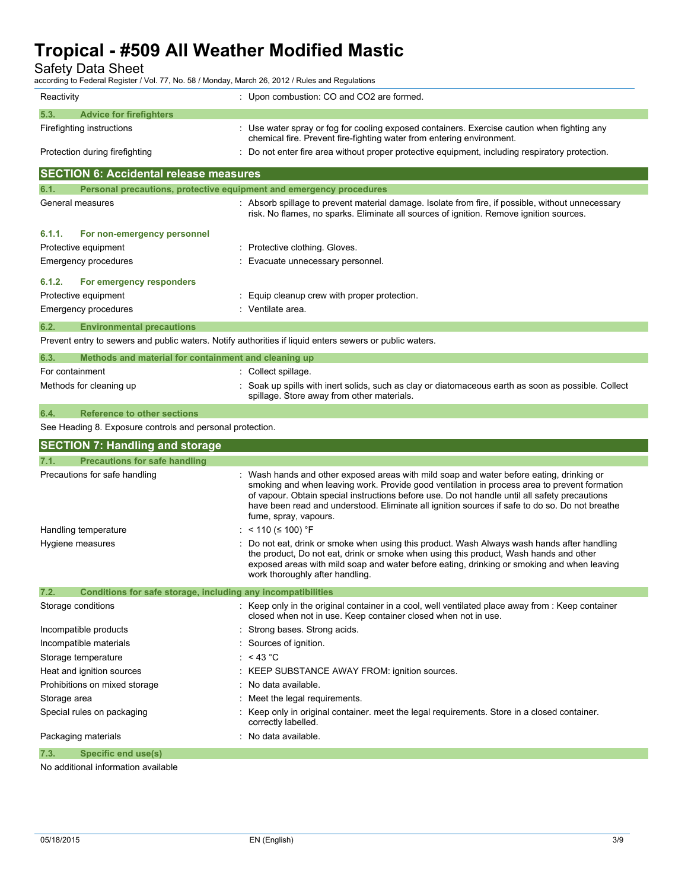| | |
|---|---|
| Reactivity | : Upon combustion: CO and CO2 are formed. |

### 5.3. Advice for firefighters

| | |
|---|---|
| Firefighting instructions | : Use water spray or fog for cooling exposed containers. Exercise caution when fighting any chemical fire. Prevent fire-fighting water from entering environment. |
| Protection during firefighting | : Do not enter fire area without proper protective equipment, including respiratory protection. |

## SECTION 6: Accidental release measures

### 6.1. Personal precautions, protective equipment and emergency procedures

| | |
|---|---|
| General measures | : Absorb spillage to prevent material damage. Isolate from fire, if possible, without unnecessary risk. No flames, no sparks. Eliminate all sources of ignition. Remove ignition sources. |

#### 6.1.1. For non-emergency personnel

| | |
|---|---|
| Protective equipment | : Protective clothing. Gloves. |
| Emergency procedures | : Evacuate unnecessary personnel. |

#### 6.1.2. For emergency responders

| | |
|---|---|
| Protective equipment | : Equip cleanup crew with proper protection. |
| Emergency procedures | : Ventilate area. |

### 6.2. Environmental precautions

Prevent entry to sewers and public waters. Notify authorities if liquid enters sewers or public waters.

### 6.3. Methods and material for containment and cleaning up

| | |
|---|---|
| For containment | : Collect spillage. |
| Methods for cleaning up | : Soak up spills with inert solids, such as clay or diatomaceous earth as soon as possible. Collect spillage. Store away from other materials. |

### 6.4. Reference to other sections

See Heading 8. Exposure controls and personal protection.

## SECTION 7: Handling and storage

### 7.1. Precautions for safe handling

| | |
|---|---|
| Precautions for safe handling | : Wash hands and other exposed areas with mild soap and water before eating, drinking or smoking and when leaving work. Provide good ventilation in process area to prevent formation of vapour. Obtain special instructions before use. Do not handle until all safety precautions have been read and understood. Eliminate all ignition sources if safe to do so. Do not breathe fume, spray, vapours. |
| Handling temperature | : < 110 (≤ 100) °F |
| Hygiene measures | : Do not eat, drink or smoke when using this product. Wash Always wash hands after handling the product, Do not eat, drink or smoke when using this product, Wash hands and other exposed areas with mild soap and water before eating, drinking or smoking and when leaving work thoroughly after handling. |

### 7.2. Conditions for safe storage, including any incompatibilities

| | |
|---|---|
| Storage conditions | : Keep only in the original container in a cool, well ventilated place away from : Keep container closed when not in use. Keep container closed when not in use. |
| Incompatible products | : Strong bases. Strong acids. |
| Incompatible materials | : Sources of ignition. |
| Storage temperature | : < 43 °C |
| Heat and ignition sources | : KEEP SUBSTANCE AWAY FROM: ignition sources. |
| Prohibitions on mixed storage | : No data available. |
| Storage area | : Meet the legal requirements. |
| Special rules on packaging | : Keep only in original container. meet the legal requirements. Store in a closed container. correctly labelled. |
| Packaging materials | : No data available. |

### 7.3. Specific end use(s)

No additional information available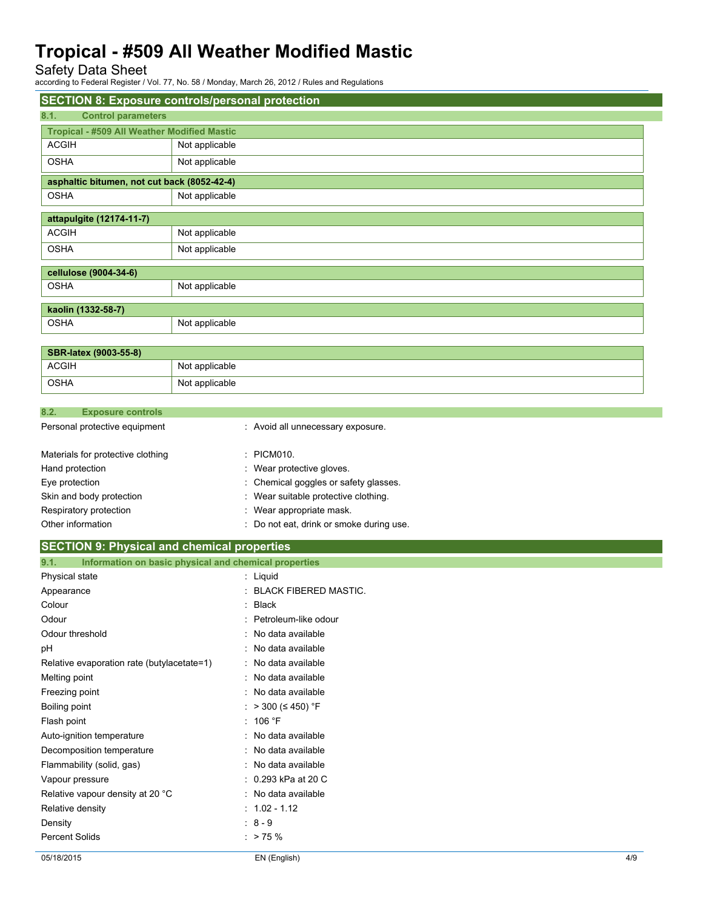## SECTION 8: Exposure controls/personal protection

### 8.1. Control parameters

| Tropical - #509 All Weather Modified Mastic | |
|---|---|
| ACGIH | Not applicable |
| OSHA | Not applicable |

| asphaltic bitumen, not cut back (8052-42-4) | |
|---|---|
| OSHA | Not applicable |

| attapulgite (12174-11-7) | |
|---|---|
| ACGIH | Not applicable |
| OSHA | Not applicable |

| cellulose (9004-34-6) | |
|---|---|
| OSHA | Not applicable |

| kaolin (1332-58-7) | |
|---|---|
| OSHA | Not applicable |

| SBR-latex (9003-55-8) | |
|---|---|
| ACGIH | Not applicable |
| OSHA | Not applicable |

### 8.2. Exposure controls

Personal protective equipment : Avoid all unnecessary exposure.

Materials for protective clothing : PICM010.

Hand protection : Wear protective gloves.

Eye protection : Chemical goggles or safety glasses.

Skin and body protection : Wear suitable protective clothing.

Respiratory protection : Wear appropriate mask.

Other information : Do not eat, drink or smoke during use.

## SECTION 9: Physical and chemical properties

### 9.1. Information on basic physical and chemical properties

Physical state : Liquid

Appearance : BLACK FIBERED MASTIC.

Colour : Black

Odour : Petroleum-like odour

Odour threshold : No data available

pH : No data available

Relative evaporation rate (butylacetate=1) : No data available

Melting point : No data available

Freezing point : No data available

Boiling point : > 300 (≤ 450) °F

Flash point : 106 °F

Auto-ignition temperature : No data available

Decomposition temperature : No data available

Flammability (solid, gas) : No data available

Vapour pressure : 0.293 kPa at 20 C

Relative vapour density at 20 °C : No data available

Relative density : 1.02 - 1.12

Density : 8 - 9

Percent Solids : > 75 %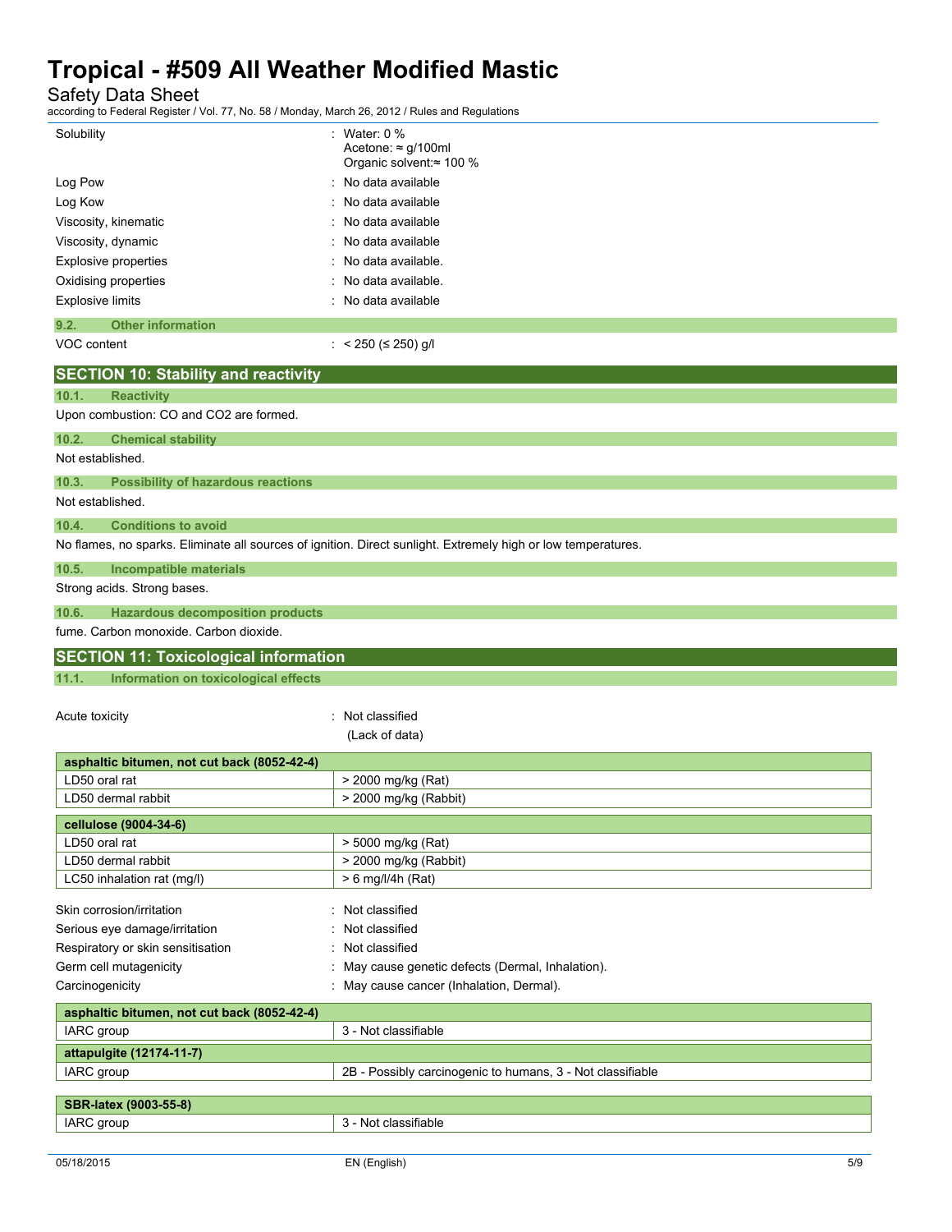| | |
|---|---|
| Solubility | : Water: 0 % <br> Acetone: ≈ g/100ml <br> Organic solvent:≈ 100 % |
| Log Pow | : No data available |
| Log Kow | : No data available |
| Viscosity, kinematic | : No data available |
| Viscosity, dynamic | : No data available |
| Explosive properties | : No data available. |
| Oxidising properties | : No data available. |
| Explosive limits | : No data available |

### 9.2. Other information

| | |
|---|---|
| VOC content | : < 250 (≤ 250) g/l |

## SECTION 10: Stability and reactivity

### 10.1. Reactivity

Upon combustion: CO and CO2 are formed.

### 10.2. Chemical stability

Not established.

### 10.3. Possibility of hazardous reactions

Not established.

### 10.4. Conditions to avoid

No flames, no sparks. Eliminate all sources of ignition. Direct sunlight. Extremely high or low temperatures.

### 10.5. Incompatible materials

Strong acids. Strong bases.

### 10.6. Hazardous decomposition products

fume. Carbon monoxide. Carbon dioxide.

## SECTION 11: Toxicological information

### 11.1. Information on toxicological effects

| | |
|---|---|
| Acute toxicity | : Not classified <br> (Lack of data) |

| asphaltic bitumen, not cut back (8052-42-4) | |
|---|---|
| LD50 oral rat | > 2000 mg/kg (Rat) |
| LD50 dermal rabbit | > 2000 mg/kg (Rabbit) |

| cellulose (9004-34-6) | |
|---|---|
| LD50 oral rat | > 5000 mg/kg (Rat) |
| LD50 dermal rabbit | > 2000 mg/kg (Rabbit) |
| LC50 inhalation rat (mg/l) | > 6 mg/l/4h (Rat) |

| | |
|---|---|
| Skin corrosion/irritation | : Not classified |
| Serious eye damage/irritation | : Not classified |
| Respiratory or skin sensitisation | : Not classified |
| Germ cell mutagenicity | : May cause genetic defects (Dermal, Inhalation). |
| Carcinogenicity | : May cause cancer (Inhalation, Dermal). |

| asphaltic bitumen, not cut back (8052-42-4) | |
|---|---|
| IARC group | 3 - Not classifiable |
| **attapulgite (12174-11-7)** | |
| IARC group | 2B - Possibly carcinogenic to humans, 3 - Not classifiable |

| SBR-latex (9003-55-8) | |
|---|---|
| IARC group | 3 - Not classifiable |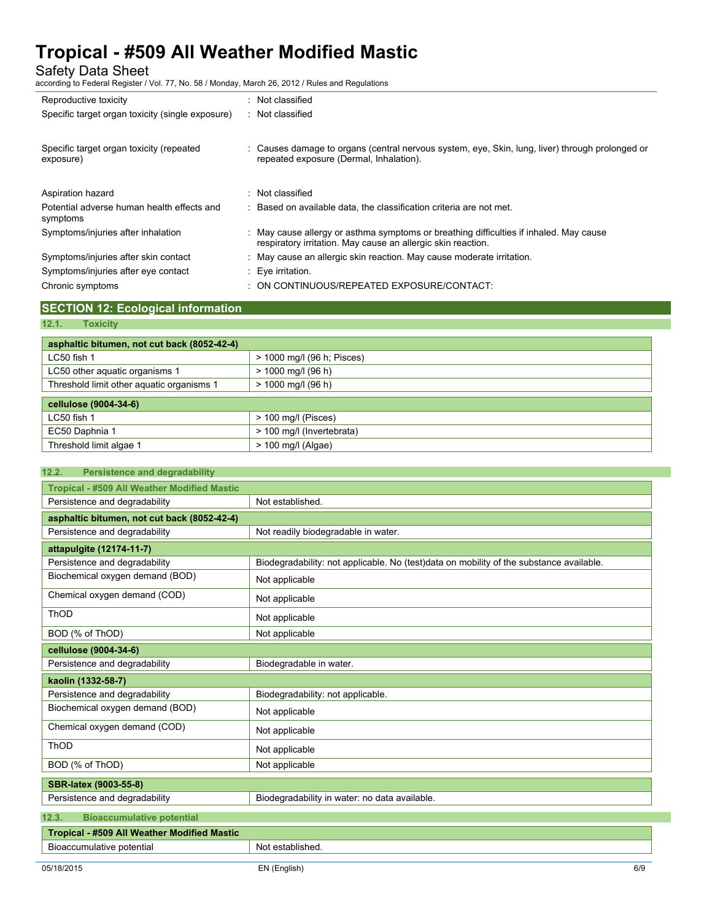| | |
|---|---|
| Reproductive toxicity | : Not classified |
| Specific target organ toxicity (single exposure) | : Not classified |
| Specific target organ toxicity (repeated exposure) | : Causes damage to organs (central nervous system, eye, Skin, lung, liver) through prolonged or repeated exposure (Dermal, Inhalation). |
| Aspiration hazard | : Not classified |
| Potential adverse human health effects and symptoms | : Based on available data, the classification criteria are not met. |
| Symptoms/injuries after inhalation | : May cause allergy or asthma symptoms or breathing difficulties if inhaled. May cause respiratory irritation. May cause an allergic skin reaction. |
| Symptoms/injuries after skin contact | : May cause an allergic skin reaction. May cause moderate irritation. |
| Symptoms/injuries after eye contact | : Eye irritation. |
| Chronic symptoms | : ON CONTINUOUS/REPEATED EXPOSURE/CONTACT: |

## SECTION 12: Ecological information

### 12.1. Toxicity

| asphaltic bitumen, not cut back (8052-42-4) | |
|---|---|
| LC50 fish 1 | > 1000 mg/l (96 h; Pisces) |
| LC50 other aquatic organisms 1 | > 1000 mg/l (96 h) |
| Threshold limit other aquatic organisms 1 | > 1000 mg/l (96 h) |

| cellulose (9004-34-6) | |
|---|---|
| LC50 fish 1 | > 100 mg/l (Pisces) |
| EC50 Daphnia 1 | > 100 mg/l (Invertebrata) |
| Threshold limit algae 1 | > 100 mg/l (Algae) |

### 12.2. Persistence and degradability

| Tropical - #509 All Weather Modified Mastic | |
|---|---|
| Persistence and degradability | Not established. |
| **asphaltic bitumen, not cut back (8052-42-4)** | |
| Persistence and degradability | Not readily biodegradable in water. |
| **attapulgite (12174-11-7)** | |
| Persistence and degradability | Biodegradability: not applicable. No (test)data on mobility of the substance available. |
| Biochemical oxygen demand (BOD) | Not applicable |
| Chemical oxygen demand (COD) | Not applicable |
| ThOD | Not applicable |
| BOD (% of ThOD) | Not applicable |
| **cellulose (9004-34-6)** | |
| Persistence and degradability | Biodegradable in water. |
| **kaolin (1332-58-7)** | |
| Persistence and degradability | Biodegradability: not applicable. |
| Biochemical oxygen demand (BOD) | Not applicable |
| Chemical oxygen demand (COD) | Not applicable |
| ThOD | Not applicable |
| BOD (% of ThOD) | Not applicable |
| **SBR-latex (9003-55-8)** | |
| Persistence and degradability | Biodegradability in water: no data available. |

### 12.3. Bioaccumulative potential

| Tropical - #509 All Weather Modified Mastic | |
|---|---|
| Bioaccumulative potential | Not established. |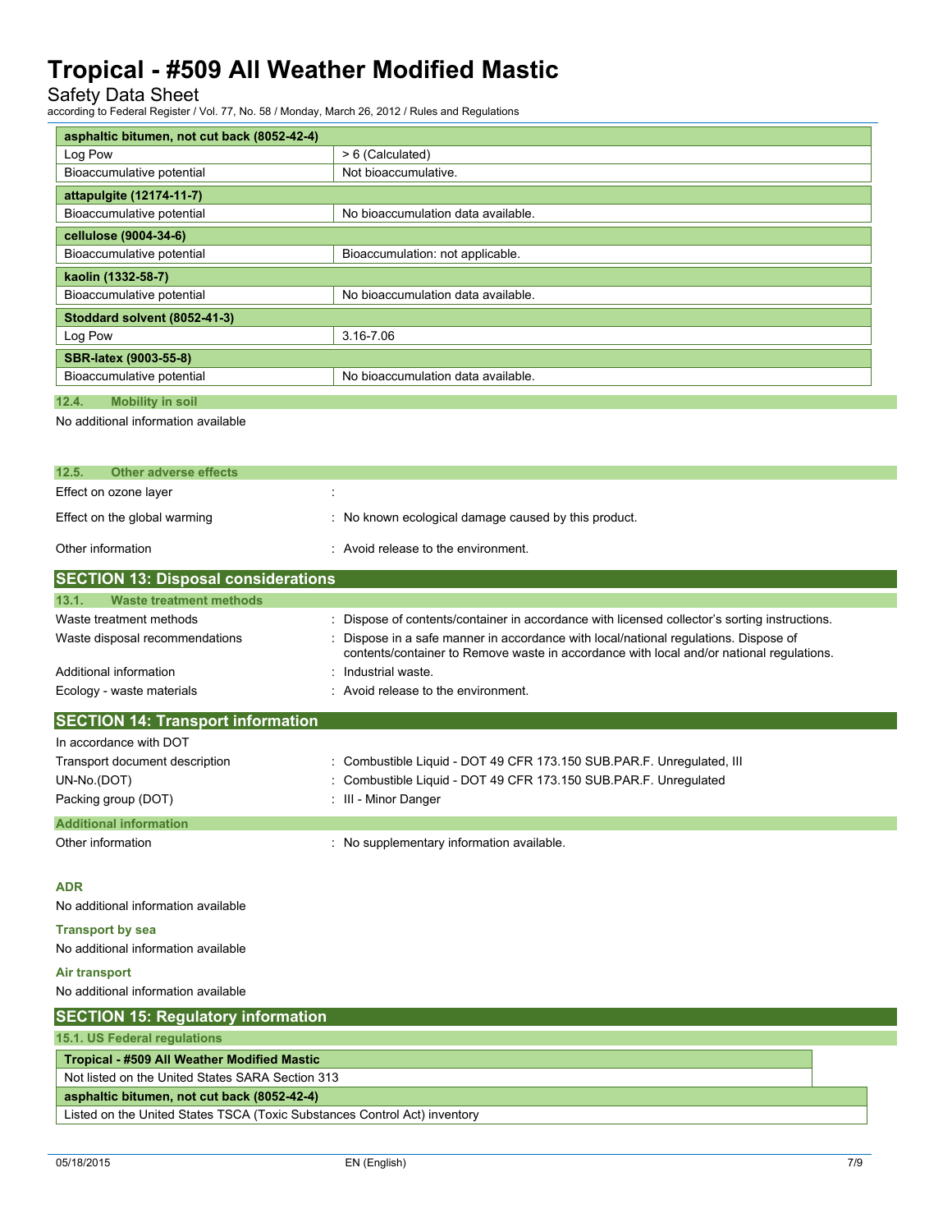| asphaltic bitumen, not cut back (8052-42-4) | |
|---|---|
| Log Pow | > 6 (Calculated) |
| Bioaccumulative potential | Not bioaccumulative. |

| attapulgite (12174-11-7) | |
|---|---|
| Bioaccumulative potential | No bioaccumulation data available. |

| cellulose (9004-34-6) | |
|---|---|
| Bioaccumulative potential | Bioaccumulation: not applicable. |

| kaolin (1332-58-7) | |
|---|---|
| Bioaccumulative potential | No bioaccumulation data available. |

| Stoddard solvent (8052-41-3) | |
|---|---|
| Log Pow | 3.16-7.06 |

| SBR-latex (9003-55-8) | |
|---|---|
| Bioaccumulative potential | No bioaccumulation data available. |

### 12.4. Mobility in soil

No additional information available

### 12.5. Other adverse effects

Effect on ozone layer :

Effect on the global warming : No known ecological damage caused by this product.

Other information : Avoid release to the environment.

## SECTION 13: Disposal considerations

### 13.1. Waste treatment methods

Waste treatment methods : Dispose of contents/container in accordance with licensed collector's sorting instructions.

Waste disposal recommendations : Dispose in a safe manner in accordance with local/national regulations. Dispose of contents/container to Remove waste in accordance with local and/or national regulations.

Additional information : Industrial waste.

Ecology - waste materials : Avoid release to the environment.

## SECTION 14: Transport information

In accordance with DOT

Transport document description : Combustible Liquid - DOT 49 CFR 173.150 SUB.PAR.F. Unregulated, III

UN-No.(DOT) : Combustible Liquid - DOT 49 CFR 173.150 SUB.PAR.F. Unregulated

Packing group (DOT) : III - Minor Danger

### Additional information

Other information : No supplementary information available.

**ADR**

No additional information available

**Transport by sea**

No additional information available

**Air transport**

No additional information available

## SECTION 15: Regulatory information

### 15.1. US Federal regulations

| Tropical - #509 All Weather Modified Mastic |
|---|
| Not listed on the United States SARA Section 313 |

| asphaltic bitumen, not cut back (8052-42-4) |
|---|
| Listed on the United States TSCA (Toxic Substances Control Act) inventory |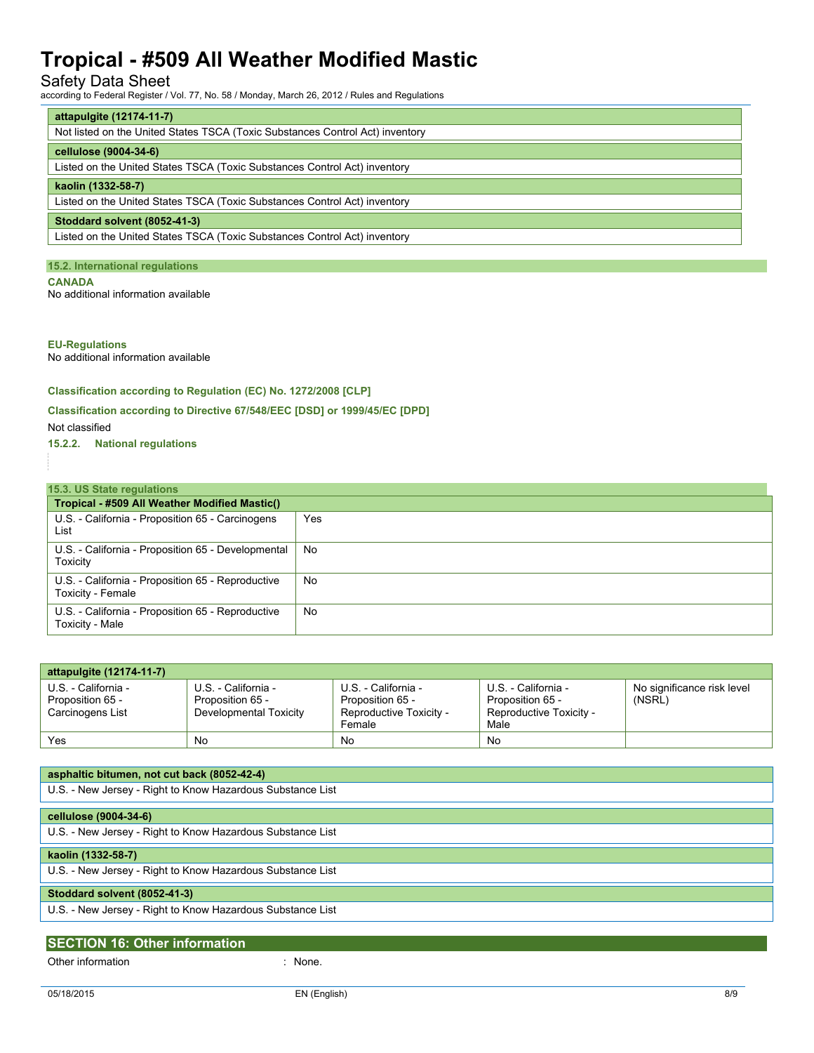| attapulgite (12174-11-7) |
|---|
| Not listed on the United States TSCA (Toxic Substances Control Act) inventory |

| cellulose (9004-34-6) |
|---|
| Listed on the United States TSCA (Toxic Substances Control Act) inventory |

| kaolin (1332-58-7) |
|---|
| Listed on the United States TSCA (Toxic Substances Control Act) inventory |

| Stoddard solvent (8052-41-3) |
|---|
| Listed on the United States TSCA (Toxic Substances Control Act) inventory |

### 15.2. International regulations

**CANADA**

No additional information available

**EU-Regulations**

No additional information available

**Classification according to Regulation (EC) No. 1272/2008 [CLP]**

**Classification according to Directive 67/548/EEC [DSD] or 1999/45/EC [DPD]**

Not classified

**15.2.2. National regulations**

### 15.3. US State regulations

| Tropical - #509 All Weather Modified Mastic() | |
|---|---|
| U.S. - California - Proposition 65 - Carcinogens List | Yes |
| U.S. - California - Proposition 65 - Developmental Toxicity | No |
| U.S. - California - Proposition 65 - Reproductive Toxicity - Female | No |
| U.S. - California - Proposition 65 - Reproductive Toxicity - Male | No |

| attapulgite (12174-11-7) | | | | |
|---|---|---|---|---|
| U.S. - California - Proposition 65 - Carcinogens List | U.S. - California - Proposition 65 - Developmental Toxicity | U.S. - California - Proposition 65 - Reproductive Toxicity - Female | U.S. - California - Proposition 65 - Reproductive Toxicity - Male | No significance risk level (NSRL) |
| Yes | No | No | No | |

| asphaltic bitumen, not cut back (8052-42-4) |
|---|
| U.S. - New Jersey - Right to Know Hazardous Substance List |

| cellulose (9004-34-6) |
|---|
| U.S. - New Jersey - Right to Know Hazardous Substance List |

| kaolin (1332-58-7) |
|---|
| U.S. - New Jersey - Right to Know Hazardous Substance List |

| Stoddard solvent (8052-41-3) |
|---|
| U.S. - New Jersey - Right to Know Hazardous Substance List |

## SECTION 16: Other information

Other information : None.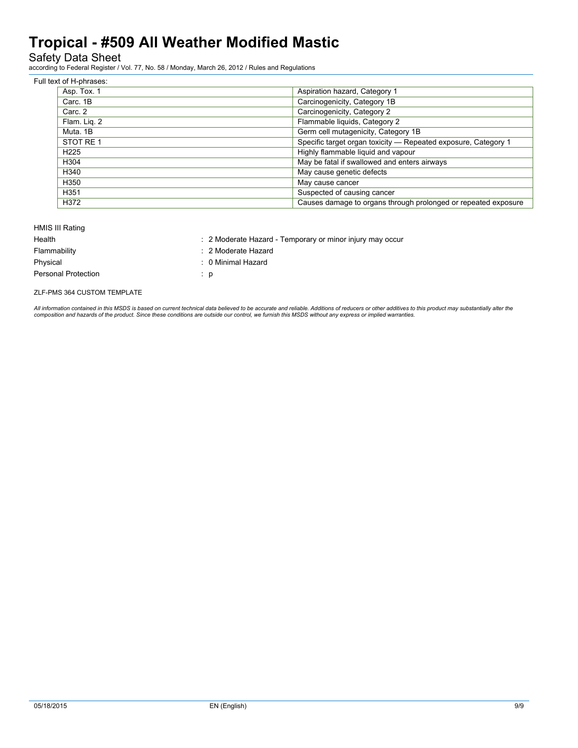Full text of H-phrases:

| | |
|---|---|
| Asp. Tox. 1 | Aspiration hazard, Category 1 |
| Carc. 1B | Carcinogenicity, Category 1B |
| Carc. 2 | Carcinogenicity, Category 2 |
| Flam. Liq. 2 | Flammable liquids, Category 2 |
| Muta. 1B | Germ cell mutagenicity, Category 1B |
| STOT RE 1 | Specific target organ toxicity — Repeated exposure, Category 1 |
| H225 | Highly flammable liquid and vapour |
| H304 | May be fatal if swallowed and enters airways |
| H340 | May cause genetic defects |
| H350 | May cause cancer |
| H351 | Suspected of causing cancer |
| H372 | Causes damage to organs through prolonged or repeated exposure |

HMIS III Rating

Health : 2 Moderate Hazard - Temporary or minor injury may occur

Flammability : 2 Moderate Hazard

Physical : 0 Minimal Hazard

Personal Protection : p

ZLF-PMS 364 CUSTOM TEMPLATE

*All information contained in this MSDS is based on current technical data believed to be accurate and reliable. Additions of reducers or other additives to this product may substantially alter the composition and hazards of the product. Since these conditions are outside our control, we furnish this MSDS without any express or implied warranties.*